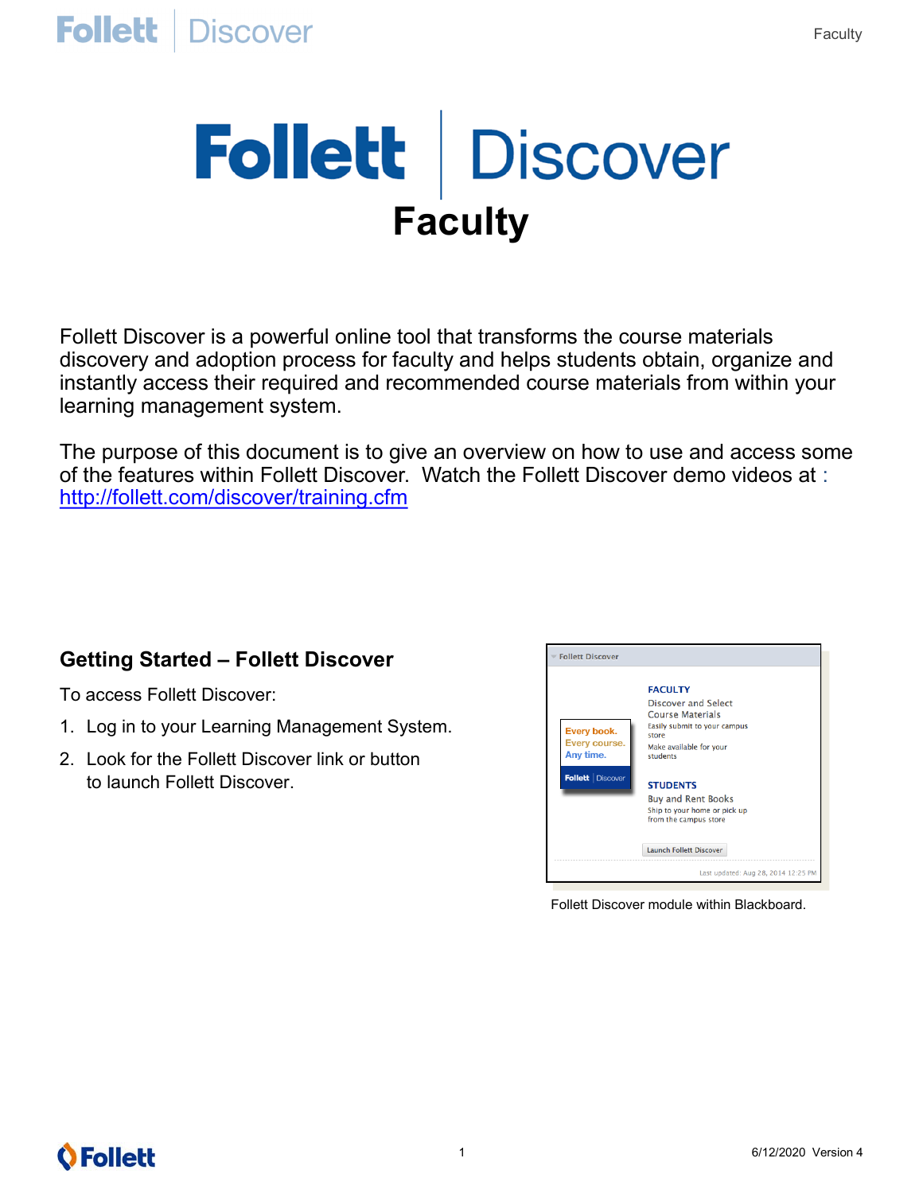# Follett | Discover

## Faculty

Follett Discover is a powerful online tool that transforms the course materials discovery and adoption process for faculty and helps students obtain, organize and instantly access their required and recommended course materials from within your learning management system.

The purpose of this document is to give an overview on how to use and access some of the features within Follett Discover. Watch the Follett Discover demo videos at : http://follett.com/discover/training.cfm

## Getting Started – Follett Discover

To access Follett Discover:

1. Log in to your Learning Management System.
2. Look for the Follett Discover link or button to launch Follett Discover.

Follett Discover module within Blackboard.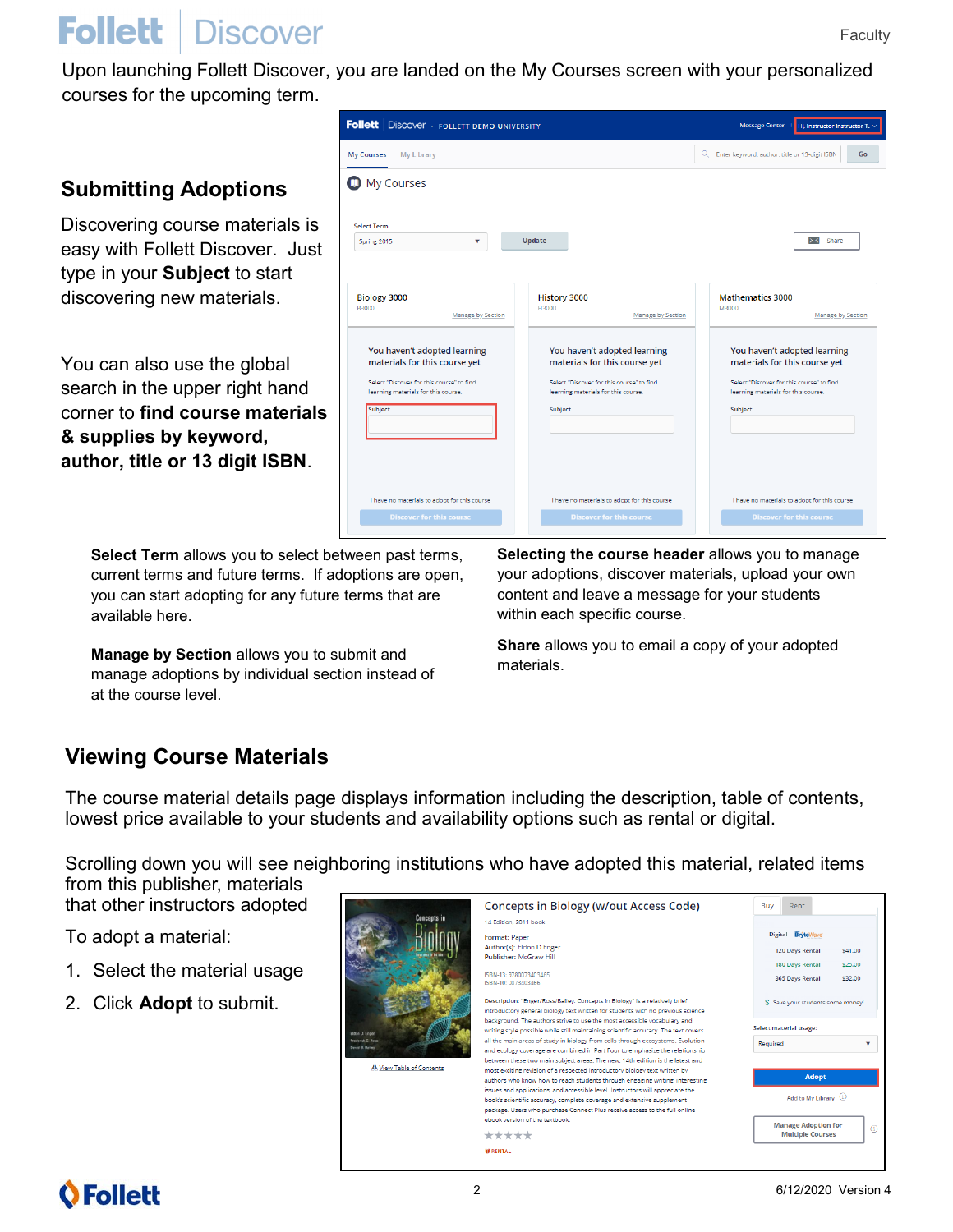Upon launching Follett Discover, you are landed on the My Courses screen with your personalized courses for the upcoming term.

## Submitting Adoptions

Discovering course materials is easy with Follett Discover. Just type in your **Subject** to start discovering new materials.

You can also use the global search in the upper right hand corner to **find course materials & supplies by keyword, author, title or 13 digit ISBN**.

**Select Term** allows you to select between past terms, current terms and future terms. If adoptions are open, you can start adopting for any future terms that are available here.

**Manage by Section** allows you to submit and manage adoptions by individual section instead of at the course level.

**Selecting the course header** allows you to manage your adoptions, discover materials, upload your own content and leave a message for your students within each specific course.

**Share** allows you to email a copy of your adopted materials.

## Viewing Course Materials

The course material details page displays information including the description, table of contents, lowest price available to your students and availability options such as rental or digital.

Scrolling down you will see neighboring institutions who have adopted this material, related items from this publisher, materials that other instructors adopted

To adopt a material:

1. Select the material usage
2. Click **Adopt** to submit.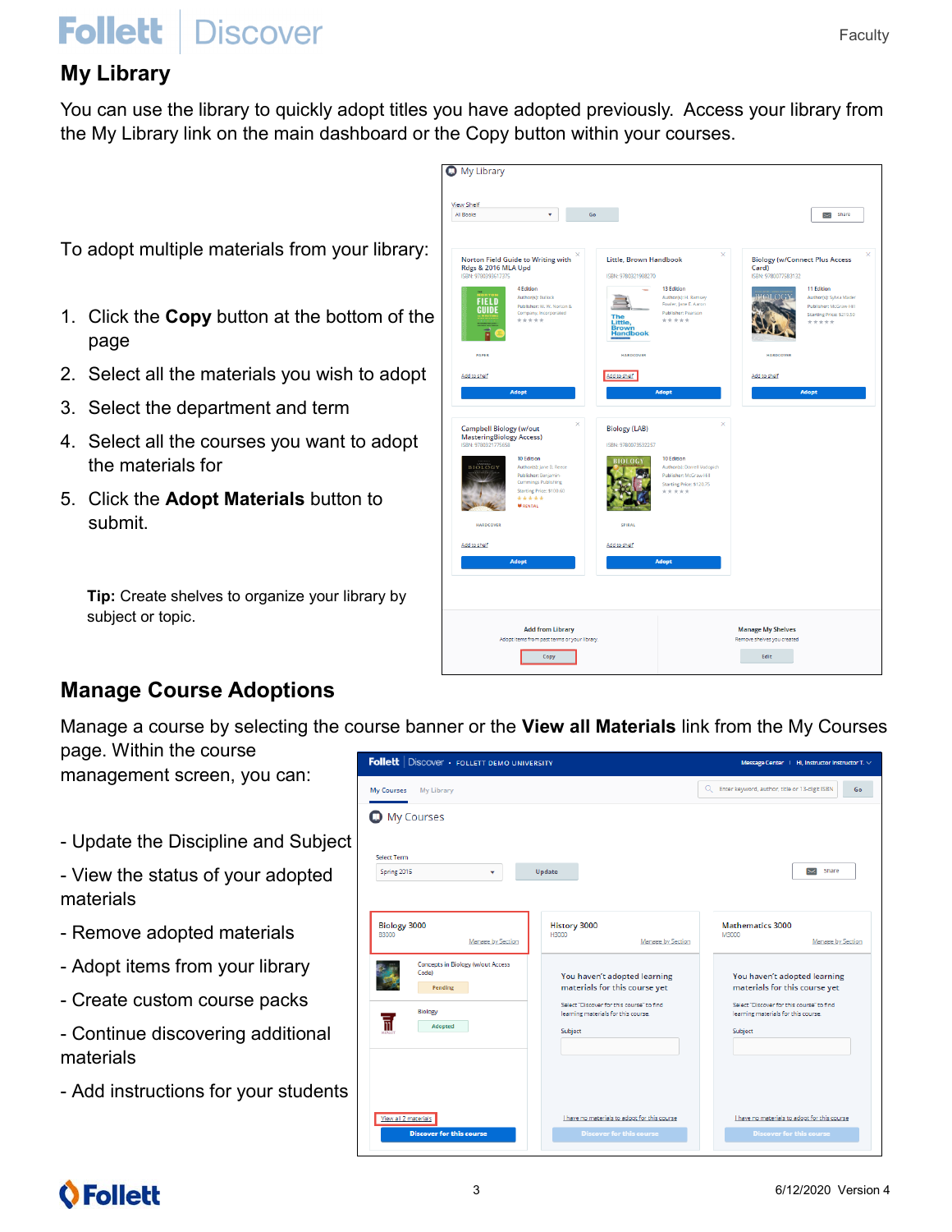## My Library

You can use the library to quickly adopt titles you have adopted previously. Access your library from the My Library link on the main dashboard or the Copy button within your courses.

To adopt multiple materials from your library:

1. Click the **Copy** button at the bottom of the page
2. Select all the materials you wish to adopt
3. Select the department and term
4. Select all the courses you want to adopt the materials for
5. Click the **Adopt Materials** button to submit.

**Tip:** Create shelves to organize your library by subject or topic.

## Manage Course Adoptions

Manage a course by selecting the course banner or the **View all Materials** link from the My Courses page. Within the course management screen, you can:

- Update the Discipline and Subject
- View the status of your adopted materials
- Remove adopted materials
- Adopt items from your library
- Create custom course packs
- Continue discovering additional materials
- Add instructions for your students